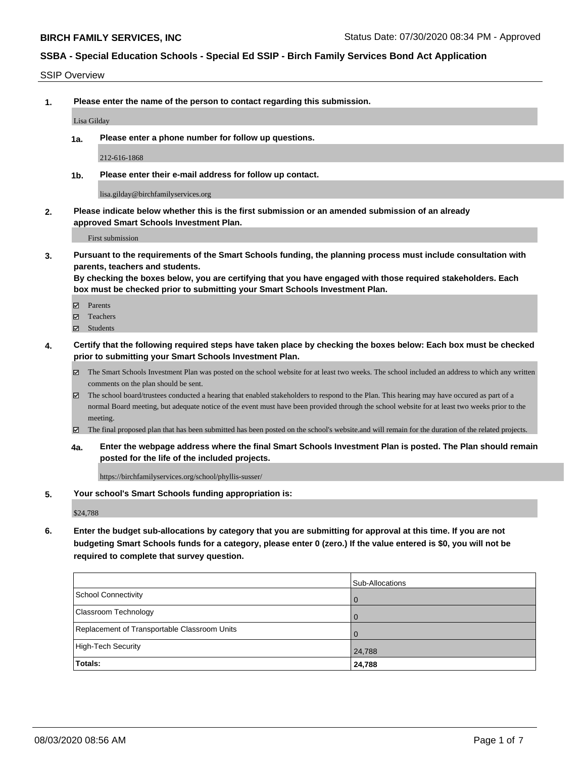**BIRCH FAMILY SERVICES, INC**

Status Date: 07/30/2020 08:34 PM - Approved

## SSBA - Special Education Schools - Special Ed SSIP - Birch Family Services Bond Act Application

SSIP Overview

**1. Please enter the name of the person to contact regarding this submission.**

Lisa Gilday

**1a. Please enter a phone number for follow up questions.**

212-616-1868

**1b. Please enter their e-mail address for follow up contact.**

lisa.gilday@birchfamilyservices.org

**2. Please indicate below whether this is the first submission or an amended submission of an already approved Smart Schools Investment Plan.**

First submission

**3. Pursuant to the requirements of the Smart Schools funding, the planning process must include consultation with parents, teachers and students.**
**By checking the boxes below, you are certifying that you have engaged with those required stakeholders. Each box must be checked prior to submitting your Smart Schools Investment Plan.**

- ☑ Parents
- ☑ Teachers
- ☑ Students

**4. Certify that the following required steps have taken place by checking the boxes below: Each box must be checked prior to submitting your Smart Schools Investment Plan.**

- ☑ The Smart Schools Investment Plan was posted on the school website for at least two weeks. The school included an address to which any written comments on the plan should be sent.
- ☑ The school board/trustees conducted a hearing that enabled stakeholders to respond to the Plan. This hearing may have occured as part of a normal Board meeting, but adequate notice of the event must have been provided through the school website for at least two weeks prior to the meeting.
- ☑ The final proposed plan that has been submitted has been posted on the school's website.and will remain for the duration of the related projects.

**4a. Enter the webpage address where the final Smart Schools Investment Plan is posted. The Plan should remain posted for the life of the included projects.**

https://birchfamilyservices.org/school/phyllis-susser/

**5. Your school's Smart Schools funding appropriation is:**

$24,788

**6. Enter the budget sub-allocations by category that you are submitting for approval at this time. If you are not budgeting Smart Schools funds for a category, please enter 0 (zero.) If the value entered is $0, you will not be required to complete that survey question.**

| | Sub-Allocations |
|---|---|
| School Connectivity | 0 |
| Classroom Technology | 0 |
| Replacement of Transportable Classroom Units | 0 |
| High-Tech Security | 24,788 |
| **Totals:** | **24,788** |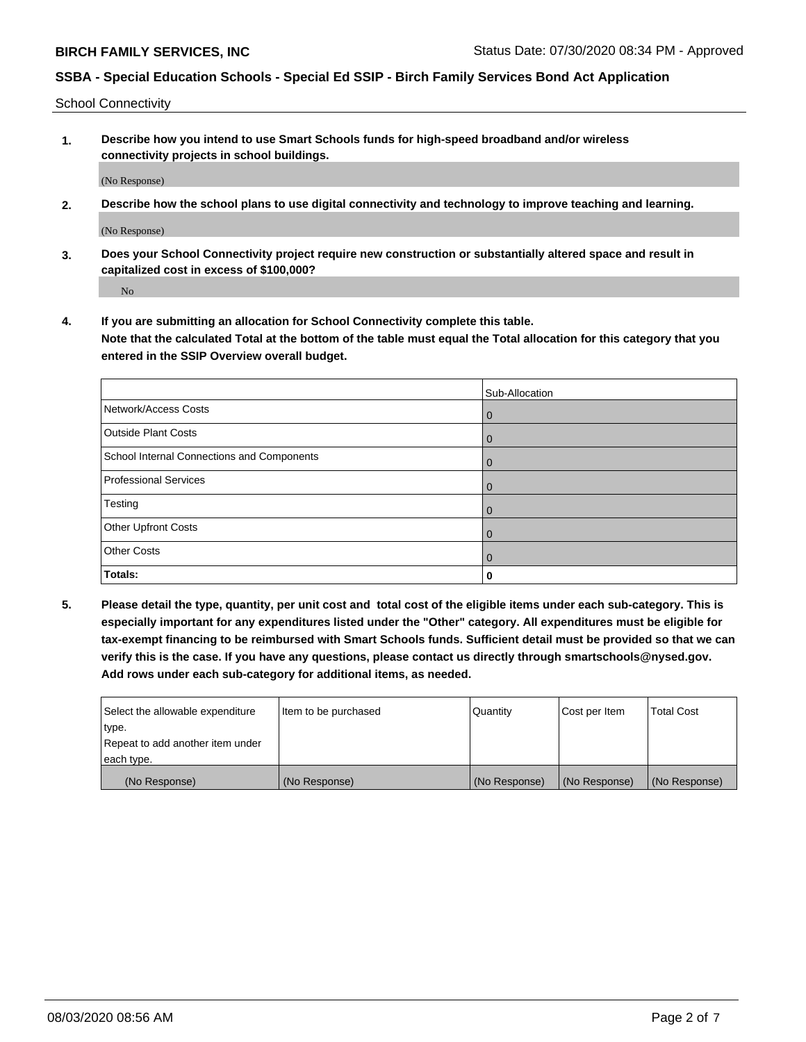School Connectivity

**1. Describe how you intend to use Smart Schools funds for high-speed broadband and/or wireless connectivity projects in school buildings.**

(No Response)

**2. Describe how the school plans to use digital connectivity and technology to improve teaching and learning.**

(No Response)

**3. Does your School Connectivity project require new construction or substantially altered space and result in capitalized cost in excess of $100,000?**

No

**4. If you are submitting an allocation for School Connectivity complete this table. Note that the calculated Total at the bottom of the table must equal the Total allocation for this category that you entered in the SSIP Overview overall budget.**

| | Sub-Allocation |
|---|---|
| Network/Access Costs | 0 |
| Outside Plant Costs | 0 |
| School Internal Connections and Components | 0 |
| Professional Services | 0 |
| Testing | 0 |
| Other Upfront Costs | 0 |
| Other Costs | 0 |
| **Totals:** | **0** |

**5. Please detail the type, quantity, per unit cost and total cost of the eligible items under each sub-category. This is especially important for any expenditures listed under the "Other" category. All expenditures must be eligible for tax-exempt financing to be reimbursed with Smart Schools funds. Sufficient detail must be provided so that we can verify this is the case. If you have any questions, please contact us directly through smartschools@nysed.gov. Add rows under each sub-category for additional items, as needed.**

| Select the allowable expenditure type. Repeat to add another item under each type. | Item to be purchased | Quantity | Cost per Item | Total Cost |
|---|---|---|---|---|
| (No Response) | (No Response) | (No Response) | (No Response) | (No Response) |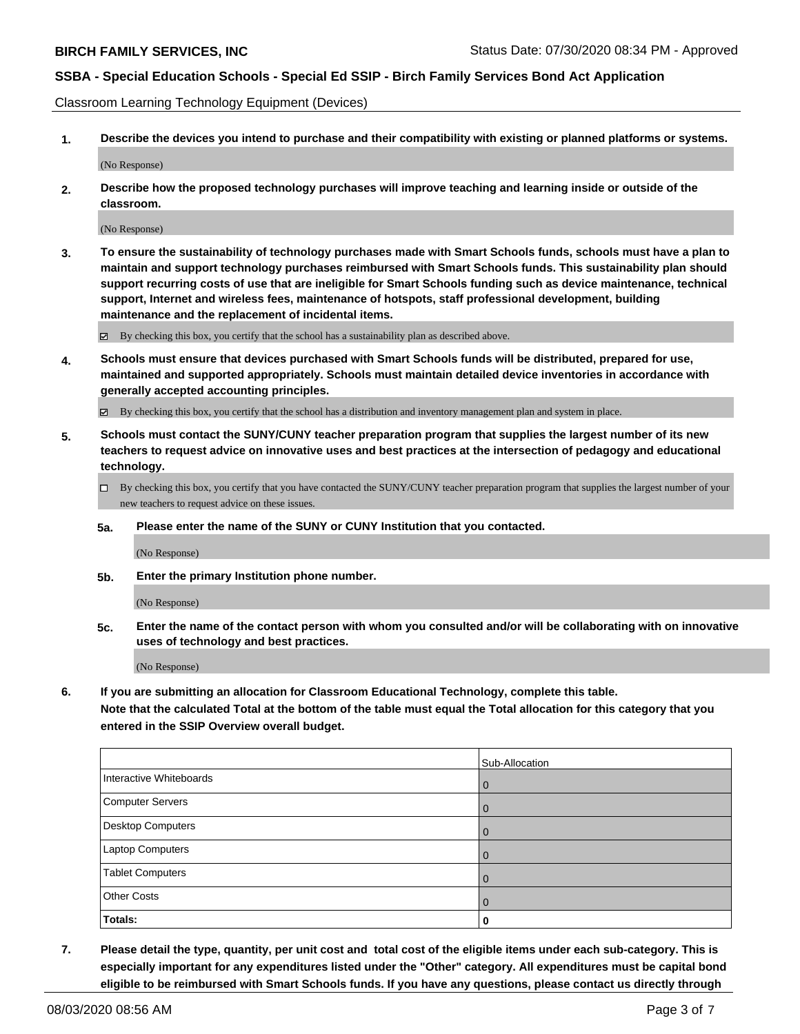Classroom Learning Technology Equipment (Devices)

**1. Describe the devices you intend to purchase and their compatibility with existing or planned platforms or systems.**

(No Response)

**2. Describe how the proposed technology purchases will improve teaching and learning inside or outside of the classroom.**

(No Response)

**3. To ensure the sustainability of technology purchases made with Smart Schools funds, schools must have a plan to maintain and support technology purchases reimbursed with Smart Schools funds. This sustainability plan should support recurring costs of use that are ineligible for Smart Schools funding such as device maintenance, technical support, Internet and wireless fees, maintenance of hotspots, staff professional development, building maintenance and the replacement of incidental items.**

☑ By checking this box, you certify that the school has a sustainability plan as described above.

**4. Schools must ensure that devices purchased with Smart Schools funds will be distributed, prepared for use, maintained and supported appropriately. Schools must maintain detailed device inventories in accordance with generally accepted accounting principles.**

☑ By checking this box, you certify that the school has a distribution and inventory management plan and system in place.

**5. Schools must contact the SUNY/CUNY teacher preparation program that supplies the largest number of its new teachers to request advice on innovative uses and best practices at the intersection of pedagogy and educational technology.**

☐ By checking this box, you certify that you have contacted the SUNY/CUNY teacher preparation program that supplies the largest number of your new teachers to request advice on these issues.

**5a. Please enter the name of the SUNY or CUNY Institution that you contacted.**

(No Response)

**5b. Enter the primary Institution phone number.**

(No Response)

**5c. Enter the name of the contact person with whom you consulted and/or will be collaborating with on innovative uses of technology and best practices.**

(No Response)

**6. If you are submitting an allocation for Classroom Educational Technology, complete this table.**
**Note that the calculated Total at the bottom of the table must equal the Total allocation for this category that you entered in the SSIP Overview overall budget.**

| | Sub-Allocation |
|---|---|
| Interactive Whiteboards | 0 |
| Computer Servers | 0 |
| Desktop Computers | 0 |
| Laptop Computers | 0 |
| Tablet Computers | 0 |
| Other Costs | 0 |
| **Totals:** | **0** |

**7. Please detail the type, quantity, per unit cost and total cost of the eligible items under each sub-category. This is especially important for any expenditures listed under the "Other" category. All expenditures must be capital bond eligible to be reimbursed with Smart Schools funds. If you have any questions, please contact us directly through**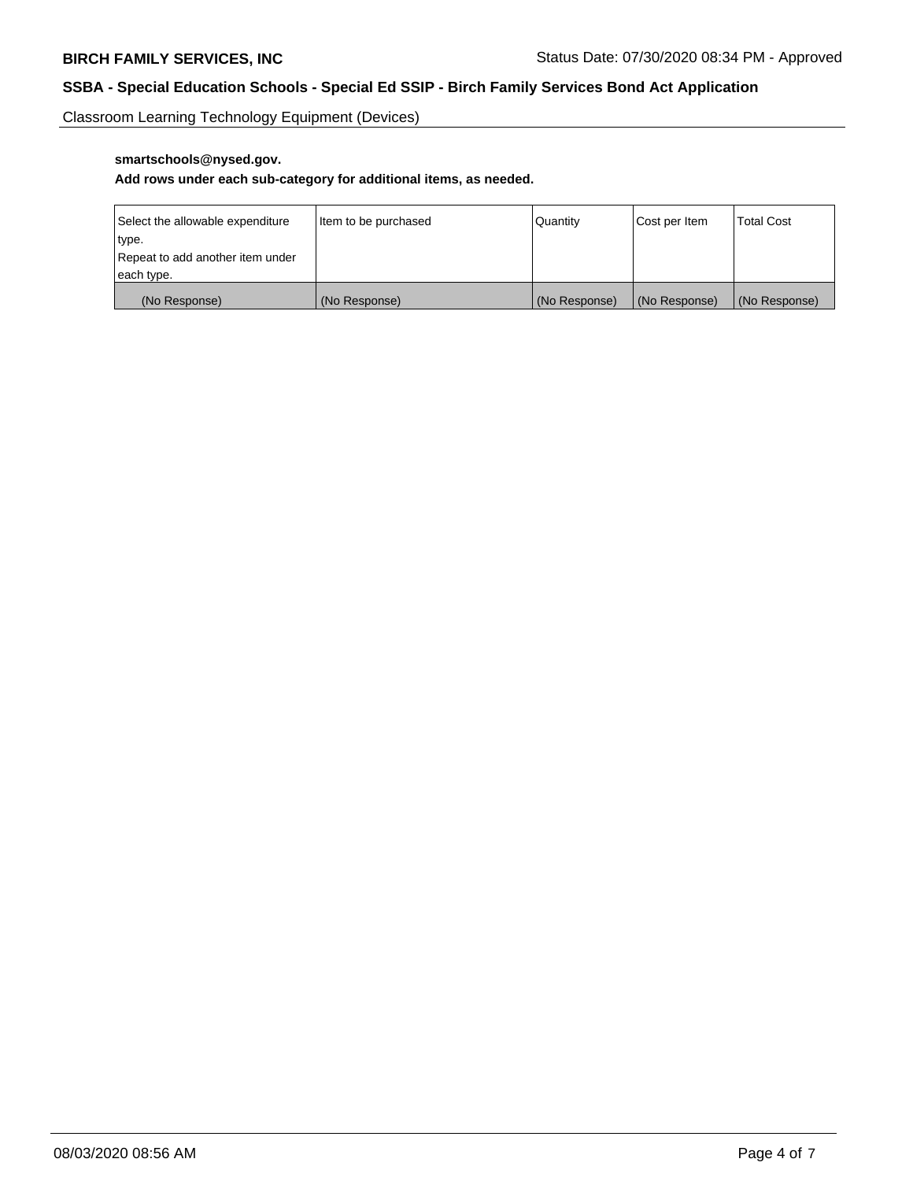Classroom Learning Technology Equipment (Devices)

**smartschools@nysed.gov.**

**Add rows under each sub-category for additional items, as needed.**

| Select the allowable expenditure type. Repeat to add another item under each type. | Item to be purchased | Quantity | Cost per Item | Total Cost |
|---|---|---|---|---|
| (No Response) | (No Response) | (No Response) | (No Response) | (No Response) |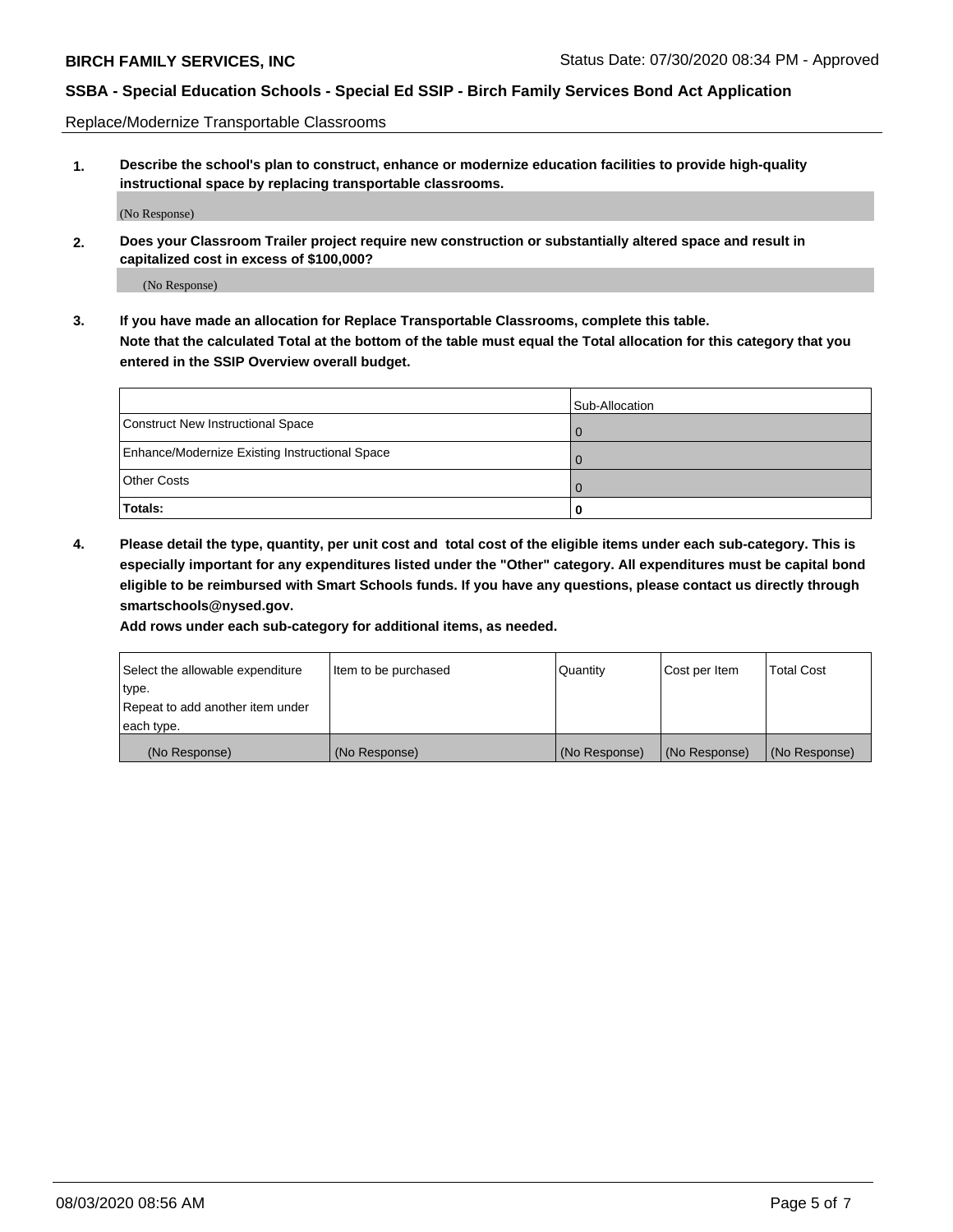Replace/Modernize Transportable Classrooms

**1. Describe the school's plan to construct, enhance or modernize education facilities to provide high-quality instructional space by replacing transportable classrooms.**

(No Response)

**2. Does your Classroom Trailer project require new construction or substantially altered space and result in capitalized cost in excess of $100,000?**

(No Response)

**3. If you have made an allocation for Replace Transportable Classrooms, complete this table. Note that the calculated Total at the bottom of the table must equal the Total allocation for this category that you entered in the SSIP Overview overall budget.**

| | Sub-Allocation |
|---|---|
| Construct New Instructional Space | 0 |
| Enhance/Modernize Existing Instructional Space | 0 |
| Other Costs | 0 |
| **Totals:** | **0** |

**4. Please detail the type, quantity, per unit cost and total cost of the eligible items under each sub-category. This is especially important for any expenditures listed under the "Other" category. All expenditures must be capital bond eligible to be reimbursed with Smart Schools funds. If you have any questions, please contact us directly through smartschools@nysed.gov.**

**Add rows under each sub-category for additional items, as needed.**

| Select the allowable expenditure type. Repeat to add another item under each type. | Item to be purchased | Quantity | Cost per Item | Total Cost |
|---|---|---|---|---|
| (No Response) | (No Response) | (No Response) | (No Response) | (No Response) |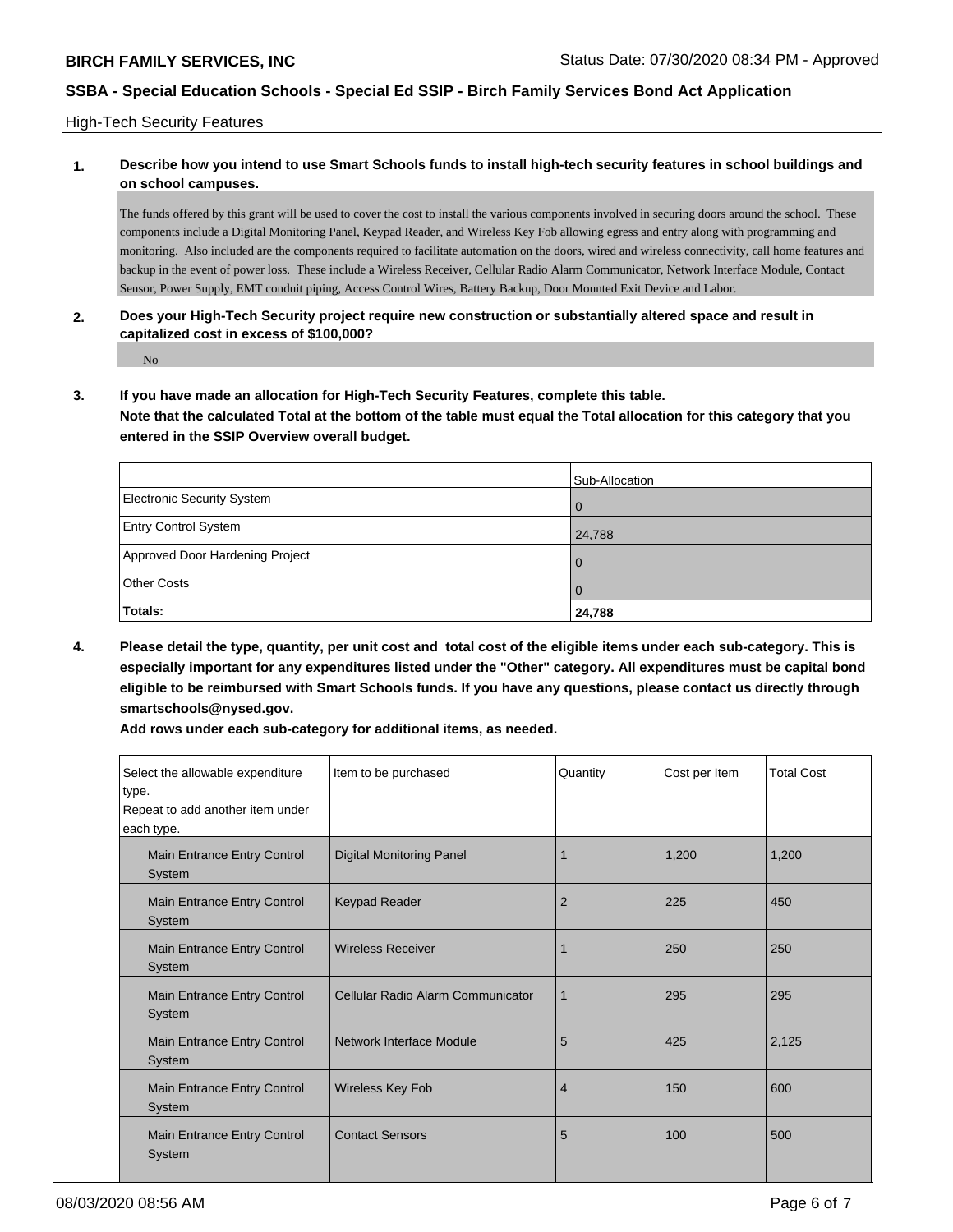High-Tech Security Features

**1. Describe how you intend to use Smart Schools funds to install high-tech security features in school buildings and on school campuses.**

The funds offered by this grant will be used to cover the cost to install the various components involved in securing doors around the school. These components include a Digital Monitoring Panel, Keypad Reader, and Wireless Key Fob allowing egress and entry along with programming and monitoring. Also included are the components required to facilitate automation on the doors, wired and wireless connectivity, call home features and backup in the event of power loss. These include a Wireless Receiver, Cellular Radio Alarm Communicator, Network Interface Module, Contact Sensor, Power Supply, EMT conduit piping, Access Control Wires, Battery Backup, Door Mounted Exit Device and Labor.

**2. Does your High-Tech Security project require new construction or substantially altered space and result in capitalized cost in excess of $100,000?**

No

**3. If you have made an allocation for High-Tech Security Features, complete this table.**
**Note that the calculated Total at the bottom of the table must equal the Total allocation for this category that you entered in the SSIP Overview overall budget.**

| | Sub-Allocation |
|---|---|
| Electronic Security System | 0 |
| Entry Control System | 24,788 |
| Approved Door Hardening Project | 0 |
| Other Costs | 0 |
| **Totals:** | **24,788** |

**4. Please detail the type, quantity, per unit cost and total cost of the eligible items under each sub-category. This is especially important for any expenditures listed under the "Other" category. All expenditures must be capital bond eligible to be reimbursed with Smart Schools funds. If you have any questions, please contact us directly through smartschools@nysed.gov.**

**Add rows under each sub-category for additional items, as needed.**

| Select the allowable expenditure type. Repeat to add another item under each type. | Item to be purchased | Quantity | Cost per Item | Total Cost |
|---|---|---|---|---|
| Main Entrance Entry Control System | Digital Monitoring Panel | 1 | 1,200 | 1,200 |
| Main Entrance Entry Control System | Keypad Reader | 2 | 225 | 450 |
| Main Entrance Entry Control System | Wireless Receiver | 1 | 250 | 250 |
| Main Entrance Entry Control System | Cellular Radio Alarm Communicator | 1 | 295 | 295 |
| Main Entrance Entry Control System | Network Interface Module | 5 | 425 | 2,125 |
| Main Entrance Entry Control System | Wireless Key Fob | 4 | 150 | 600 |
| Main Entrance Entry Control System | Contact Sensors | 5 | 100 | 500 |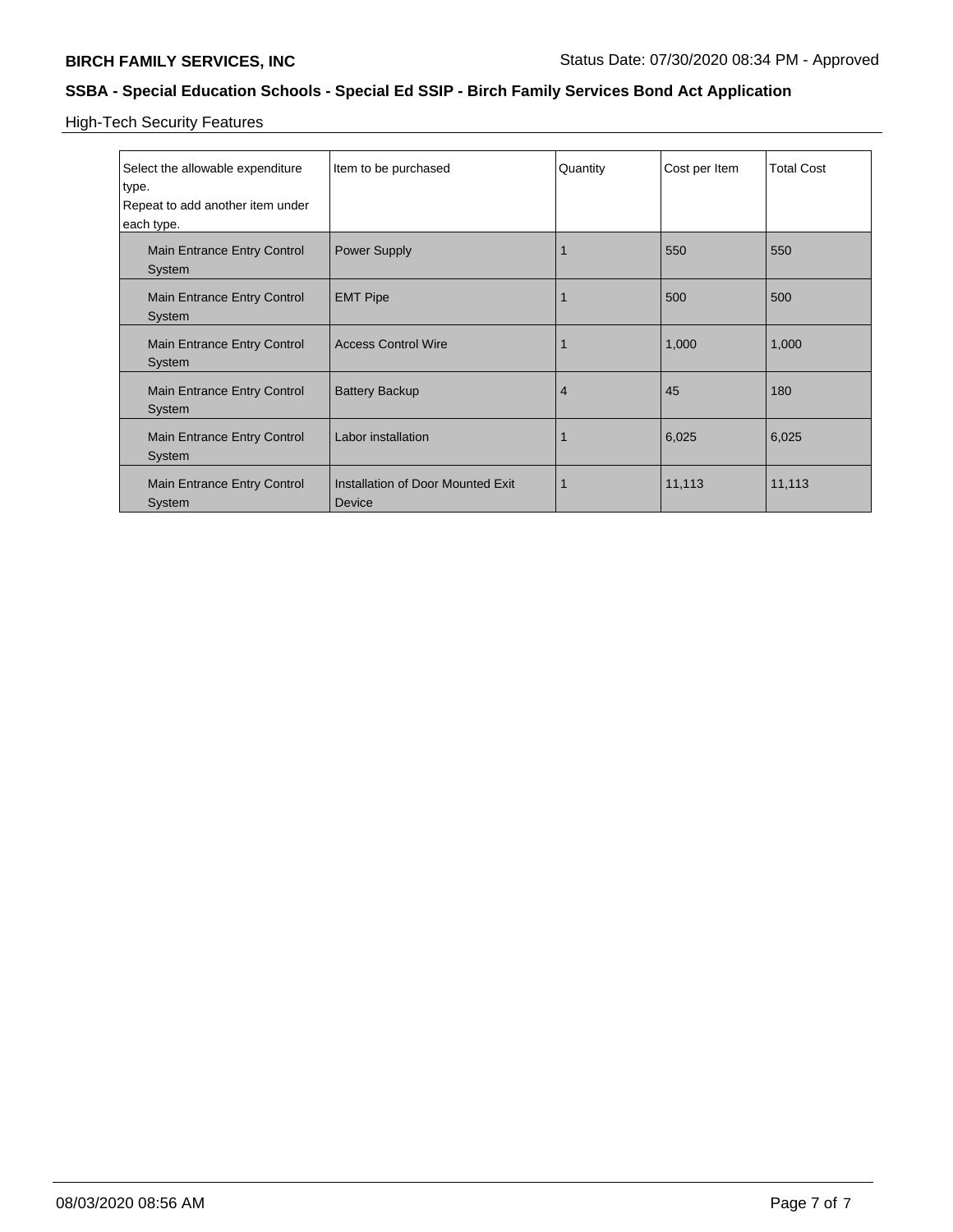High-Tech Security Features

| Select the allowable expenditure type. Repeat to add another item under each type. | Item to be purchased | Quantity | Cost per Item | Total Cost |
|---|---|---|---|---|
| Main Entrance Entry Control System | Power Supply | 1 | 550 | 550 |
| Main Entrance Entry Control System | EMT Pipe | 1 | 500 | 500 |
| Main Entrance Entry Control System | Access Control Wire | 1 | 1,000 | 1,000 |
| Main Entrance Entry Control System | Battery Backup | 4 | 45 | 180 |
| Main Entrance Entry Control System | Labor installation | 1 | 6,025 | 6,025 |
| Main Entrance Entry Control System | Installation of Door Mounted Exit Device | 1 | 11,113 | 11,113 |